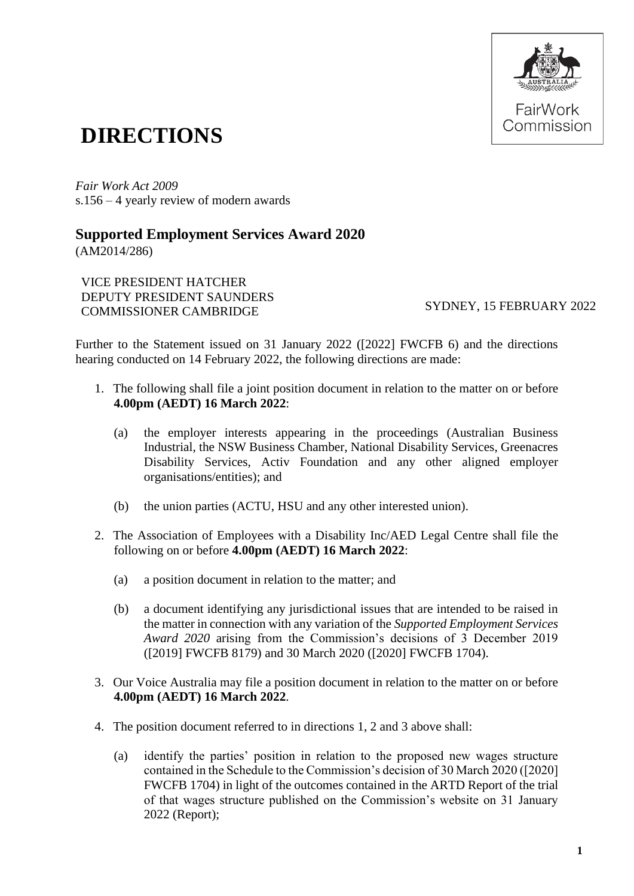# DIRECTIONS

*Fair Work Act 2009*
s.156 – 4 yearly review of modern awards

## Supported Employment Services Award 2020

(AM2014/286)

VICE PRESIDENT HATCHER
DEPUTY PRESIDENT SAUNDERS
COMMISSIONER CAMBRIDGE

SYDNEY, 15 FEBRUARY 2022

Further to the Statement issued on 31 January 2022 ([2022] FWCFB 6) and the directions hearing conducted on 14 February 2022, the following directions are made:

1. The following shall file a joint position document in relation to the matter on or before **4.00pm (AEDT) 16 March 2022**:

   (a) the employer interests appearing in the proceedings (Australian Business Industrial, the NSW Business Chamber, National Disability Services, Greenacres Disability Services, Activ Foundation and any other aligned employer organisations/entities); and

   (b) the union parties (ACTU, HSU and any other interested union).

2. The Association of Employees with a Disability Inc/AED Legal Centre shall file the following on or before **4.00pm (AEDT) 16 March 2022**:

   (a) a position document in relation to the matter; and

   (b) a document identifying any jurisdictional issues that are intended to be raised in the matter in connection with any variation of the *Supported Employment Services Award 2020* arising from the Commission's decisions of 3 December 2019 ([2019] FWCFB 8179) and 30 March 2020 ([2020] FWCFB 1704).

3. Our Voice Australia may file a position document in relation to the matter on or before **4.00pm (AEDT) 16 March 2022**.

4. The position document referred to in directions 1, 2 and 3 above shall:

   (a) identify the parties' position in relation to the proposed new wages structure contained in the Schedule to the Commission's decision of 30 March 2020 ([2020] FWCFB 1704) in light of the outcomes contained in the ARTD Report of the trial of that wages structure published on the Commission's website on 31 January 2022 (Report);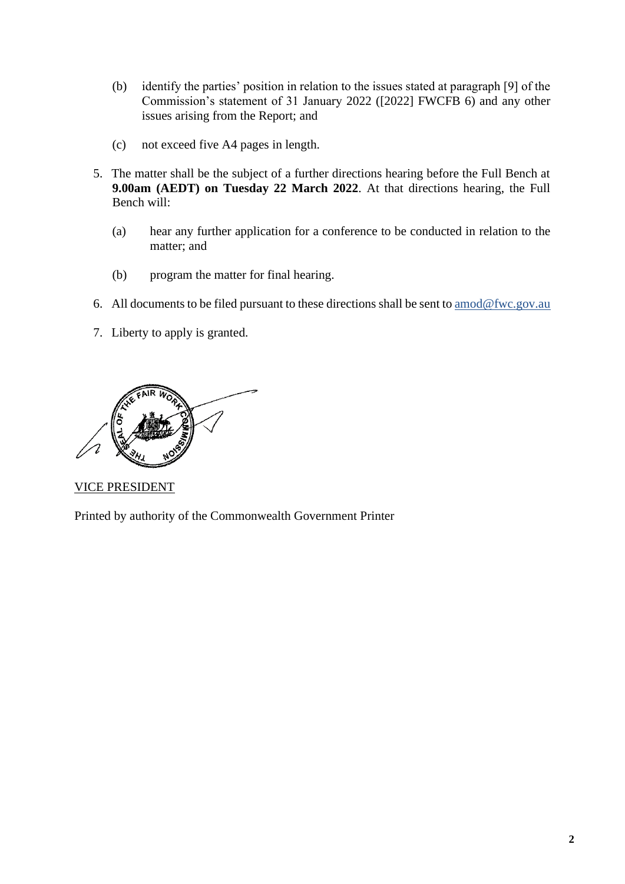(b) identify the parties' position in relation to the issues stated at paragraph [9] of the Commission's statement of 31 January 2022 ([2022] FWCFB 6) and any other issues arising from the Report; and

(c) not exceed five A4 pages in length.

5. The matter shall be the subject of a further directions hearing before the Full Bench at **9.00am (AEDT) on Tuesday 22 March 2022**. At that directions hearing, the Full Bench will:

   (a) hear any further application for a conference to be conducted in relation to the matter; and

   (b) program the matter for final hearing.

6. All documents to be filed pursuant to these directions shall be sent to [amod@fwc.gov.au](mailto:amod@fwc.gov.au)

7. Liberty to apply is granted.

VICE PRESIDENT

Printed by authority of the Commonwealth Government Printer